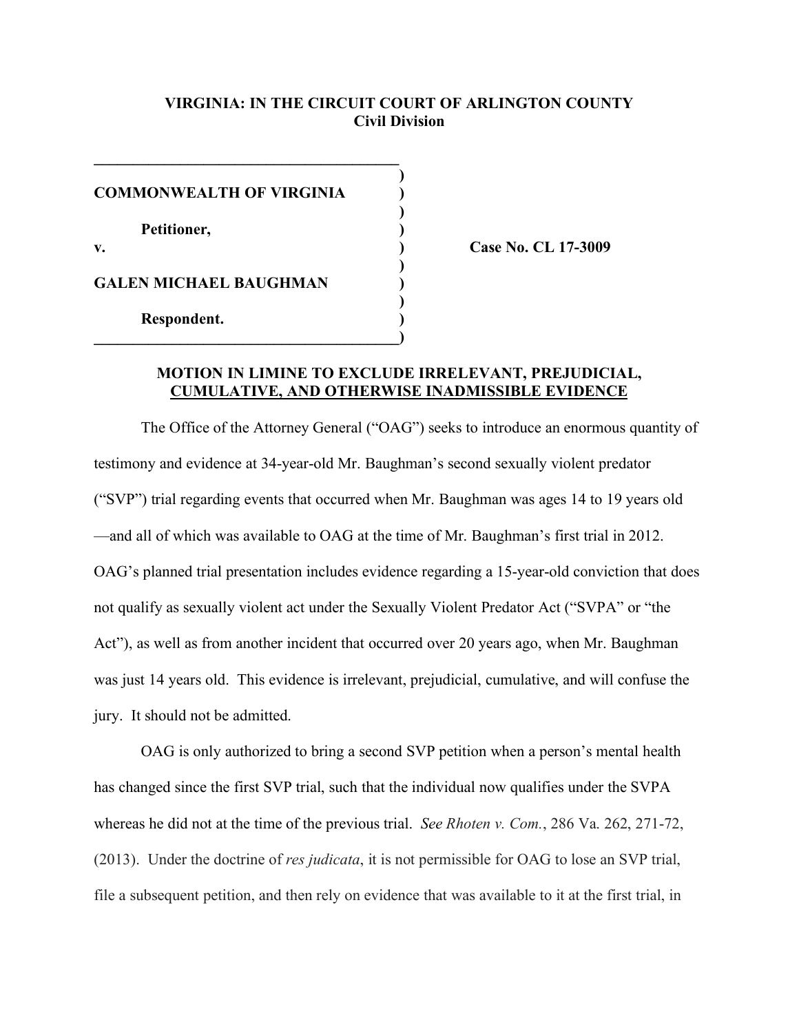**VIRGINIA: IN THE CIRCUIT COURT OF ARLINGTON COUNTY**
**Civil Division**

| | | |
|---|---|---|
| **COMMONWEALTH OF VIRGINIA** | ) | |
| **Petitioner,** | ) | |
| **v.** | ) | **Case No. CL 17-3009** |
| **GALEN MICHAEL BAUGHMAN** | ) | |
| **Respondent.** | ) | |

## MOTION IN LIMINE TO EXCLUDE IRRELEVANT, PREJUDICIAL, CUMULATIVE, AND OTHERWISE INADMISSIBLE EVIDENCE

The Office of the Attorney General ("OAG") seeks to introduce an enormous quantity of testimony and evidence at 34-year-old Mr. Baughman's second sexually violent predator ("SVP") trial regarding events that occurred when Mr. Baughman was ages 14 to 19 years old —and all of which was available to OAG at the time of Mr. Baughman's first trial in 2012. OAG's planned trial presentation includes evidence regarding a 15-year-old conviction that does not qualify as sexually violent act under the Sexually Violent Predator Act ("SVPA" or "the Act"), as well as from another incident that occurred over 20 years ago, when Mr. Baughman was just 14 years old. This evidence is irrelevant, prejudicial, cumulative, and will confuse the jury. It should not be admitted.

OAG is only authorized to bring a second SVP petition when a person's mental health has changed since the first SVP trial, such that the individual now qualifies under the SVPA whereas he did not at the time of the previous trial. *See Rhoten v. Com.*, 286 Va. 262, 271-72, (2013). Under the doctrine of *res judicata*, it is not permissible for OAG to lose an SVP trial, file a subsequent petition, and then rely on evidence that was available to it at the first trial, in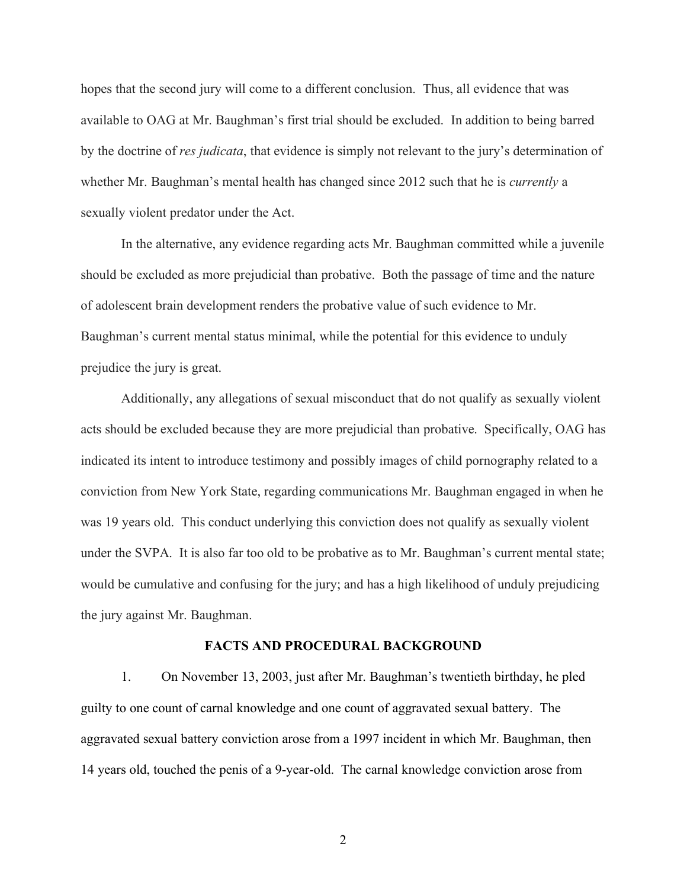hopes that the second jury will come to a different conclusion. Thus, all evidence that was available to OAG at Mr. Baughman's first trial should be excluded. In addition to being barred by the doctrine of *res judicata*, that evidence is simply not relevant to the jury's determination of whether Mr. Baughman's mental health has changed since 2012 such that he is *currently* a sexually violent predator under the Act.

In the alternative, any evidence regarding acts Mr. Baughman committed while a juvenile should be excluded as more prejudicial than probative. Both the passage of time and the nature of adolescent brain development renders the probative value of such evidence to Mr. Baughman's current mental status minimal, while the potential for this evidence to unduly prejudice the jury is great.

Additionally, any allegations of sexual misconduct that do not qualify as sexually violent acts should be excluded because they are more prejudicial than probative. Specifically, OAG has indicated its intent to introduce testimony and possibly images of child pornography related to a conviction from New York State, regarding communications Mr. Baughman engaged in when he was 19 years old. This conduct underlying this conviction does not qualify as sexually violent under the SVPA. It is also far too old to be probative as to Mr. Baughman's current mental state; would be cumulative and confusing for the jury; and has a high likelihood of unduly prejudicing the jury against Mr. Baughman.

## FACTS AND PROCEDURAL BACKGROUND

1. On November 13, 2003, just after Mr. Baughman's twentieth birthday, he pled guilty to one count of carnal knowledge and one count of aggravated sexual battery. The aggravated sexual battery conviction arose from a 1997 incident in which Mr. Baughman, then 14 years old, touched the penis of a 9-year-old. The carnal knowledge conviction arose from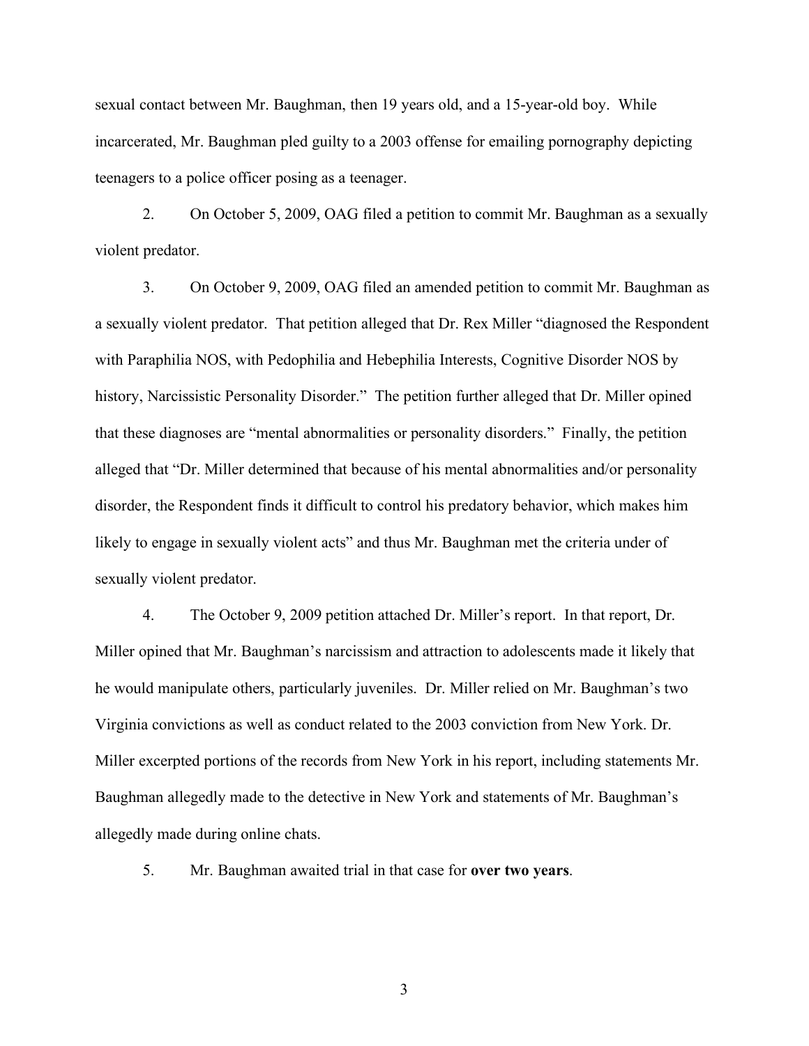sexual contact between Mr. Baughman, then 19 years old, and a 15-year-old boy. While incarcerated, Mr. Baughman pled guilty to a 2003 offense for emailing pornography depicting teenagers to a police officer posing as a teenager.

2. On October 5, 2009, OAG filed a petition to commit Mr. Baughman as a sexually violent predator.

3. On October 9, 2009, OAG filed an amended petition to commit Mr. Baughman as a sexually violent predator. That petition alleged that Dr. Rex Miller "diagnosed the Respondent with Paraphilia NOS, with Pedophilia and Hebephilia Interests, Cognitive Disorder NOS by history, Narcissistic Personality Disorder." The petition further alleged that Dr. Miller opined that these diagnoses are "mental abnormalities or personality disorders." Finally, the petition alleged that "Dr. Miller determined that because of his mental abnormalities and/or personality disorder, the Respondent finds it difficult to control his predatory behavior, which makes him likely to engage in sexually violent acts" and thus Mr. Baughman met the criteria under of sexually violent predator.

4. The October 9, 2009 petition attached Dr. Miller's report. In that report, Dr. Miller opined that Mr. Baughman's narcissism and attraction to adolescents made it likely that he would manipulate others, particularly juveniles. Dr. Miller relied on Mr. Baughman's two Virginia convictions as well as conduct related to the 2003 conviction from New York. Dr. Miller excerpted portions of the records from New York in his report, including statements Mr. Baughman allegedly made to the detective in New York and statements of Mr. Baughman's allegedly made during online chats.

5. Mr. Baughman awaited trial in that case for **over two years**.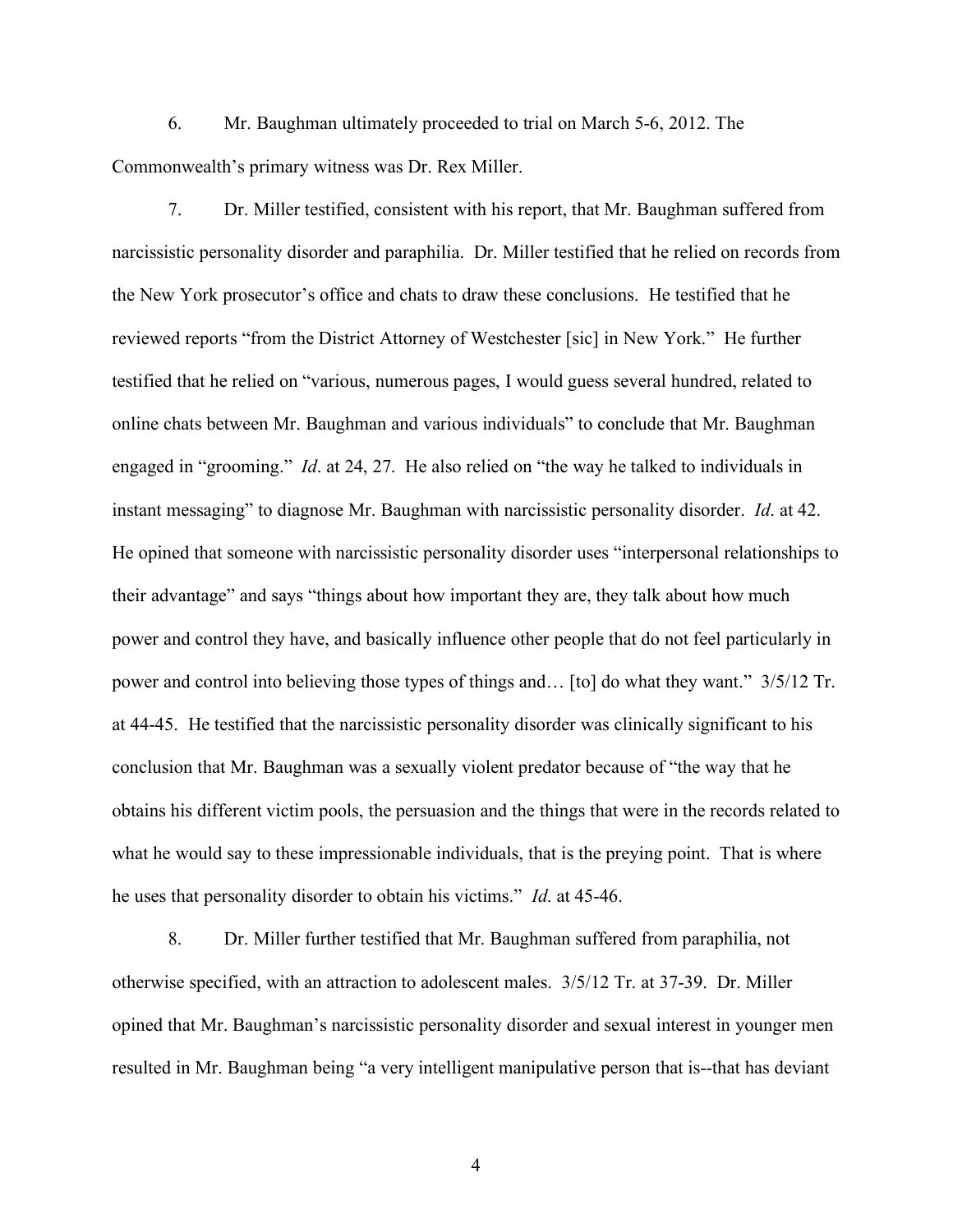6. Mr. Baughman ultimately proceeded to trial on March 5-6, 2012. The Commonwealth's primary witness was Dr. Rex Miller.

7. Dr. Miller testified, consistent with his report, that Mr. Baughman suffered from narcissistic personality disorder and paraphilia. Dr. Miller testified that he relied on records from the New York prosecutor's office and chats to draw these conclusions. He testified that he reviewed reports "from the District Attorney of Westchester [sic] in New York." He further testified that he relied on "various, numerous pages, I would guess several hundred, related to online chats between Mr. Baughman and various individuals" to conclude that Mr. Baughman engaged in "grooming." *Id*. at 24, 27. He also relied on "the way he talked to individuals in instant messaging" to diagnose Mr. Baughman with narcissistic personality disorder. *Id*. at 42. He opined that someone with narcissistic personality disorder uses "interpersonal relationships to their advantage" and says "things about how important they are, they talk about how much power and control they have, and basically influence other people that do not feel particularly in power and control into believing those types of things and… [to] do what they want." 3/5/12 Tr. at 44-45. He testified that the narcissistic personality disorder was clinically significant to his conclusion that Mr. Baughman was a sexually violent predator because of "the way that he obtains his different victim pools, the persuasion and the things that were in the records related to what he would say to these impressionable individuals, that is the preying point. That is where he uses that personality disorder to obtain his victims." *Id*. at 45-46.

8. Dr. Miller further testified that Mr. Baughman suffered from paraphilia, not otherwise specified, with an attraction to adolescent males. 3/5/12 Tr. at 37-39. Dr. Miller opined that Mr. Baughman's narcissistic personality disorder and sexual interest in younger men resulted in Mr. Baughman being "a very intelligent manipulative person that is--that has deviant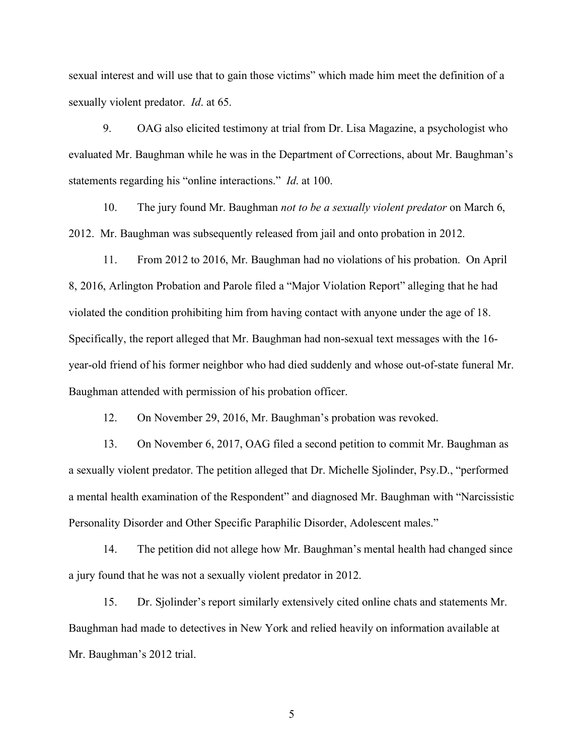sexual interest and will use that to gain those victims" which made him meet the definition of a sexually violent predator. *Id*. at 65.

9. OAG also elicited testimony at trial from Dr. Lisa Magazine, a psychologist who evaluated Mr. Baughman while he was in the Department of Corrections, about Mr. Baughman's statements regarding his "online interactions." *Id*. at 100.

10. The jury found Mr. Baughman *not to be a sexually violent predator* on March 6, 2012. Mr. Baughman was subsequently released from jail and onto probation in 2012.

11. From 2012 to 2016, Mr. Baughman had no violations of his probation. On April 8, 2016, Arlington Probation and Parole filed a "Major Violation Report" alleging that he had violated the condition prohibiting him from having contact with anyone under the age of 18. Specifically, the report alleged that Mr. Baughman had non-sexual text messages with the 16-year-old friend of his former neighbor who had died suddenly and whose out-of-state funeral Mr. Baughman attended with permission of his probation officer.

12. On November 29, 2016, Mr. Baughman's probation was revoked.

13. On November 6, 2017, OAG filed a second petition to commit Mr. Baughman as a sexually violent predator. The petition alleged that Dr. Michelle Sjolinder, Psy.D., "performed a mental health examination of the Respondent" and diagnosed Mr. Baughman with "Narcissistic Personality Disorder and Other Specific Paraphilic Disorder, Adolescent males."

14. The petition did not allege how Mr. Baughman's mental health had changed since a jury found that he was not a sexually violent predator in 2012.

15. Dr. Sjolinder's report similarly extensively cited online chats and statements Mr. Baughman had made to detectives in New York and relied heavily on information available at Mr. Baughman's 2012 trial.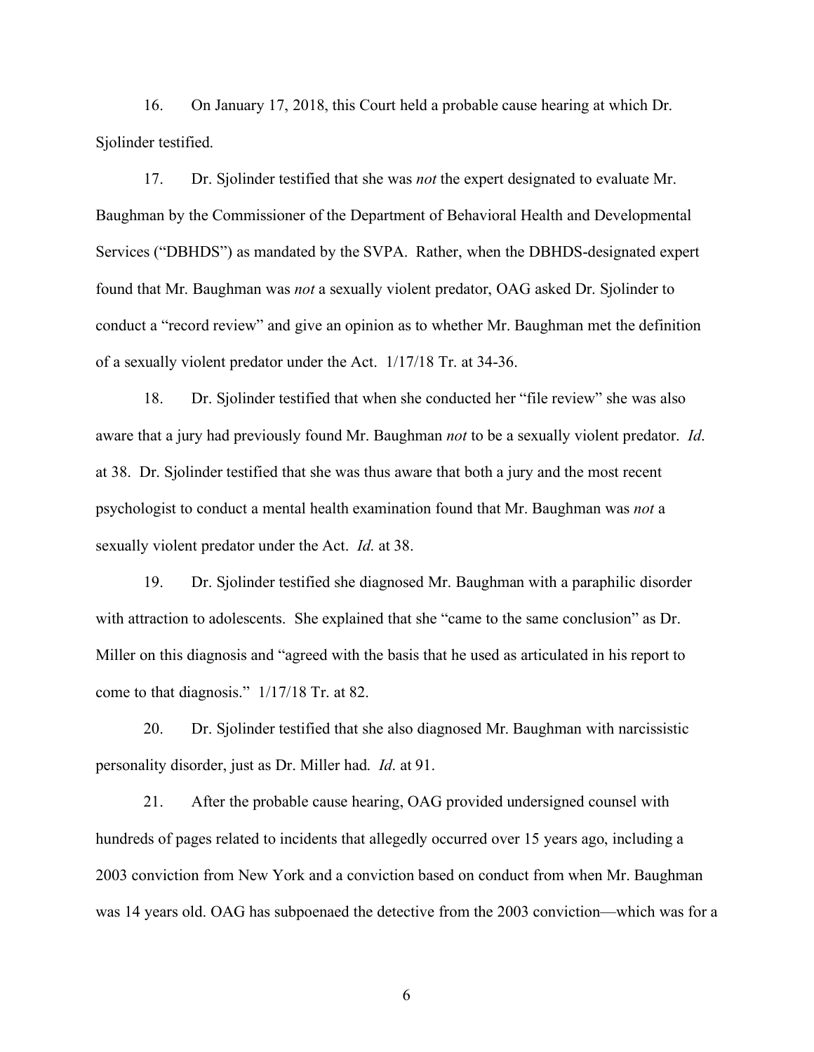16. On January 17, 2018, this Court held a probable cause hearing at which Dr. Sjolinder testified.

17. Dr. Sjolinder testified that she was *not* the expert designated to evaluate Mr. Baughman by the Commissioner of the Department of Behavioral Health and Developmental Services ("DBHDS") as mandated by the SVPA. Rather, when the DBHDS-designated expert found that Mr. Baughman was *not* a sexually violent predator, OAG asked Dr. Sjolinder to conduct a "record review" and give an opinion as to whether Mr. Baughman met the definition of a sexually violent predator under the Act. 1/17/18 Tr. at 34-36.

18. Dr. Sjolinder testified that when she conducted her "file review" she was also aware that a jury had previously found Mr. Baughman *not* to be a sexually violent predator. *Id*. at 38. Dr. Sjolinder testified that she was thus aware that both a jury and the most recent psychologist to conduct a mental health examination found that Mr. Baughman was *not* a sexually violent predator under the Act. *Id*. at 38.

19. Dr. Sjolinder testified she diagnosed Mr. Baughman with a paraphilic disorder with attraction to adolescents. She explained that she "came to the same conclusion" as Dr. Miller on this diagnosis and "agreed with the basis that he used as articulated in his report to come to that diagnosis." 1/17/18 Tr. at 82.

20. Dr. Sjolinder testified that she also diagnosed Mr. Baughman with narcissistic personality disorder, just as Dr. Miller had. *Id*. at 91.

21. After the probable cause hearing, OAG provided undersigned counsel with hundreds of pages related to incidents that allegedly occurred over 15 years ago, including a 2003 conviction from New York and a conviction based on conduct from when Mr. Baughman was 14 years old. OAG has subpoenaed the detective from the 2003 conviction—which was for a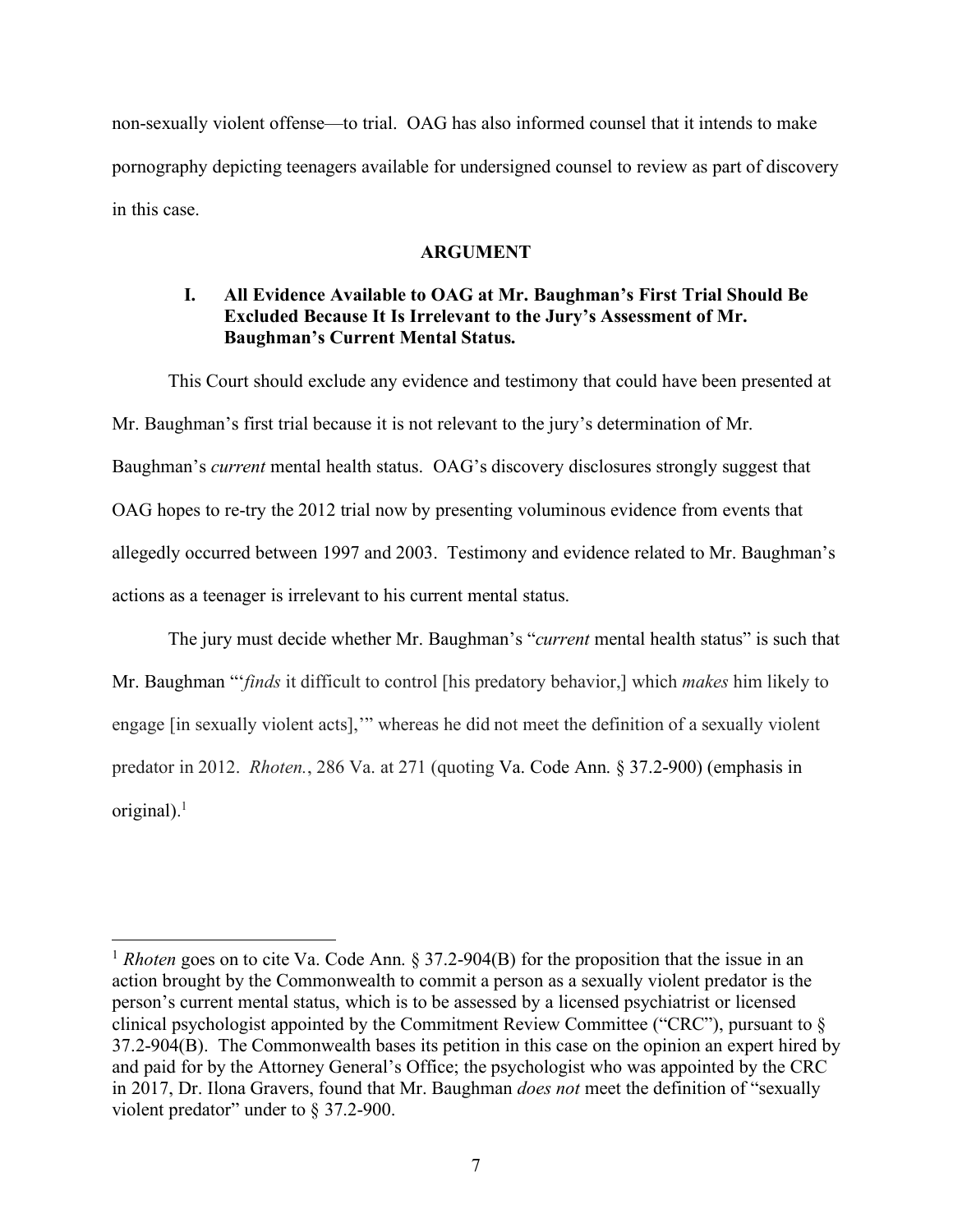non-sexually violent offense—to trial. OAG has also informed counsel that it intends to make pornography depicting teenagers available for undersigned counsel to review as part of discovery in this case.

## ARGUMENT

### I. All Evidence Available to OAG at Mr. Baughman's First Trial Should Be Excluded Because It Is Irrelevant to the Jury's Assessment of Mr. Baughman's Current Mental Status.

This Court should exclude any evidence and testimony that could have been presented at Mr. Baughman's first trial because it is not relevant to the jury's determination of Mr. Baughman's *current* mental health status. OAG's discovery disclosures strongly suggest that OAG hopes to re-try the 2012 trial now by presenting voluminous evidence from events that allegedly occurred between 1997 and 2003. Testimony and evidence related to Mr. Baughman's actions as a teenager is irrelevant to his current mental status.

The jury must decide whether Mr. Baughman's "*current* mental health status" is such that Mr. Baughman "'*finds* it difficult to control [his predatory behavior,] which *makes* him likely to engage [in sexually violent acts],'" whereas he did not meet the definition of a sexually violent predator in 2012. *Rhoten.*, 286 Va. at 271 (quoting Va. Code Ann. § 37.2-900) (emphasis in original).[1]

---

[1] *Rhoten* goes on to cite Va. Code Ann. § 37.2-904(B) for the proposition that the issue in an action brought by the Commonwealth to commit a person as a sexually violent predator is the person's current mental status, which is to be assessed by a licensed psychiatrist or licensed clinical psychologist appointed by the Commitment Review Committee ("CRC"), pursuant to § 37.2-904(B). The Commonwealth bases its petition in this case on the opinion an expert hired by and paid for by the Attorney General's Office; the psychologist who was appointed by the CRC in 2017, Dr. Ilona Gravers, found that Mr. Baughman *does not* meet the definition of "sexually violent predator" under to § 37.2-900.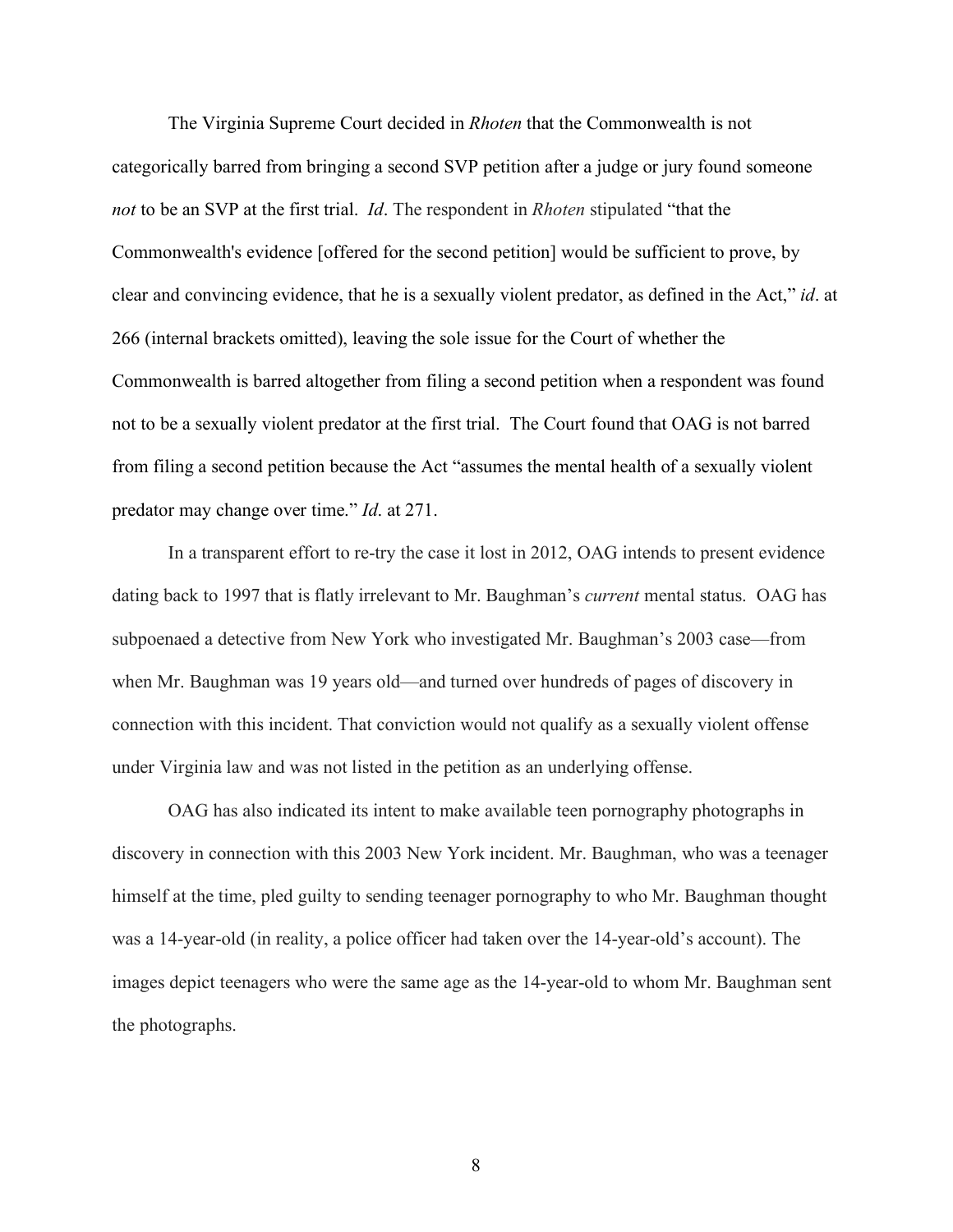The Virginia Supreme Court decided in *Rhoten* that the Commonwealth is not categorically barred from bringing a second SVP petition after a judge or jury found someone *not* to be an SVP at the first trial. *Id*. The respondent in *Rhoten* stipulated "that the Commonwealth's evidence [offered for the second petition] would be sufficient to prove, by clear and convincing evidence, that he is a sexually violent predator, as defined in the Act," *id*. at 266 (internal brackets omitted), leaving the sole issue for the Court of whether the Commonwealth is barred altogether from filing a second petition when a respondent was found not to be a sexually violent predator at the first trial. The Court found that OAG is not barred from filing a second petition because the Act "assumes the mental health of a sexually violent predator may change over time." *Id*. at 271.

In a transparent effort to re-try the case it lost in 2012, OAG intends to present evidence dating back to 1997 that is flatly irrelevant to Mr. Baughman's *current* mental status. OAG has subpoenaed a detective from New York who investigated Mr. Baughman's 2003 case—from when Mr. Baughman was 19 years old—and turned over hundreds of pages of discovery in connection with this incident. That conviction would not qualify as a sexually violent offense under Virginia law and was not listed in the petition as an underlying offense.

OAG has also indicated its intent to make available teen pornography photographs in discovery in connection with this 2003 New York incident. Mr. Baughman, who was a teenager himself at the time, pled guilty to sending teenager pornography to who Mr. Baughman thought was a 14-year-old (in reality, a police officer had taken over the 14-year-old's account). The images depict teenagers who were the same age as the 14-year-old to whom Mr. Baughman sent the photographs.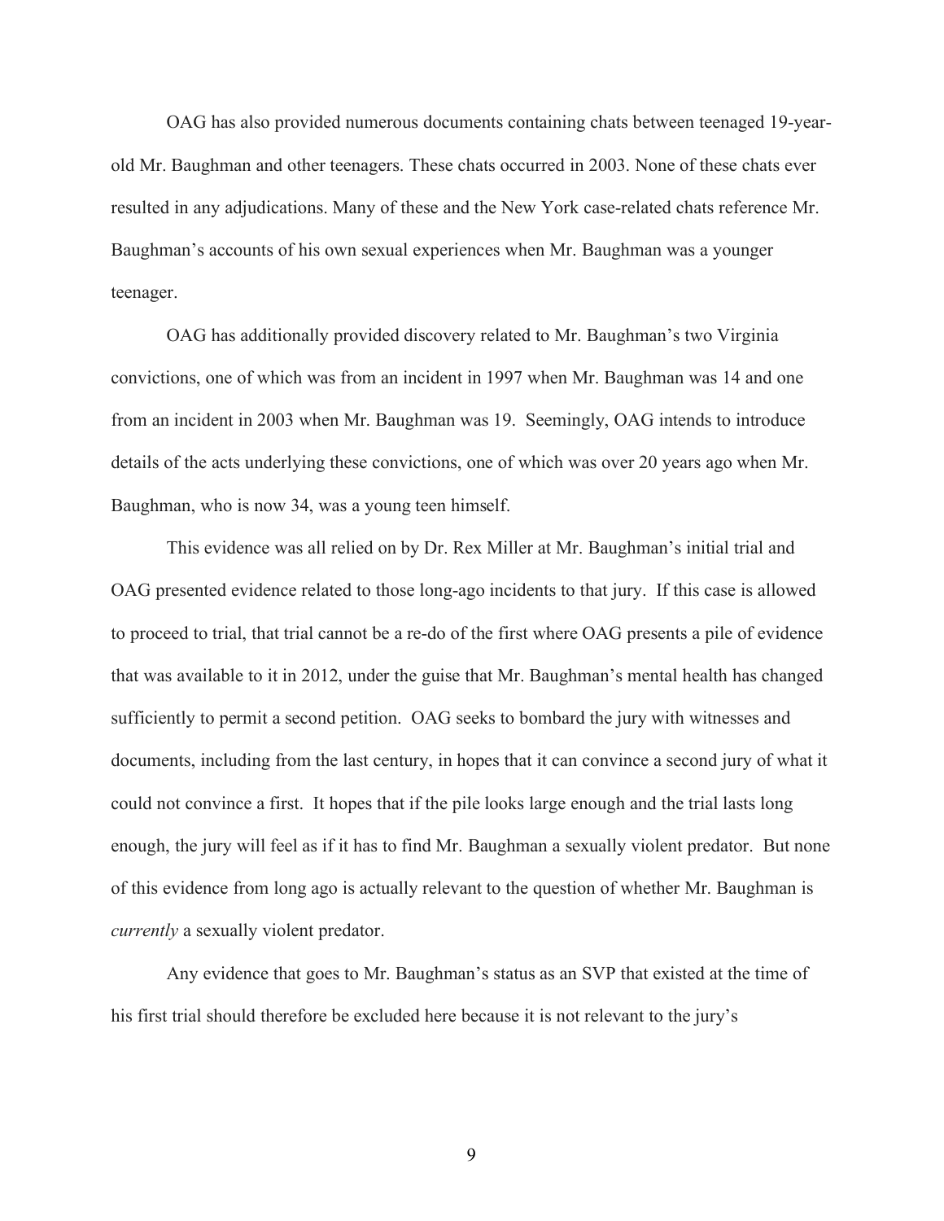OAG has also provided numerous documents containing chats between teenaged 19-year-old Mr. Baughman and other teenagers. These chats occurred in 2003. None of these chats ever resulted in any adjudications. Many of these and the New York case-related chats reference Mr. Baughman's accounts of his own sexual experiences when Mr. Baughman was a younger teenager.

OAG has additionally provided discovery related to Mr. Baughman's two Virginia convictions, one of which was from an incident in 1997 when Mr. Baughman was 14 and one from an incident in 2003 when Mr. Baughman was 19. Seemingly, OAG intends to introduce details of the acts underlying these convictions, one of which was over 20 years ago when Mr. Baughman, who is now 34, was a young teen himself.

This evidence was all relied on by Dr. Rex Miller at Mr. Baughman's initial trial and OAG presented evidence related to those long-ago incidents to that jury. If this case is allowed to proceed to trial, that trial cannot be a re-do of the first where OAG presents a pile of evidence that was available to it in 2012, under the guise that Mr. Baughman's mental health has changed sufficiently to permit a second petition. OAG seeks to bombard the jury with witnesses and documents, including from the last century, in hopes that it can convince a second jury of what it could not convince a first. It hopes that if the pile looks large enough and the trial lasts long enough, the jury will feel as if it has to find Mr. Baughman a sexually violent predator. But none of this evidence from long ago is actually relevant to the question of whether Mr. Baughman is *currently* a sexually violent predator.

Any evidence that goes to Mr. Baughman's status as an SVP that existed at the time of his first trial should therefore be excluded here because it is not relevant to the jury's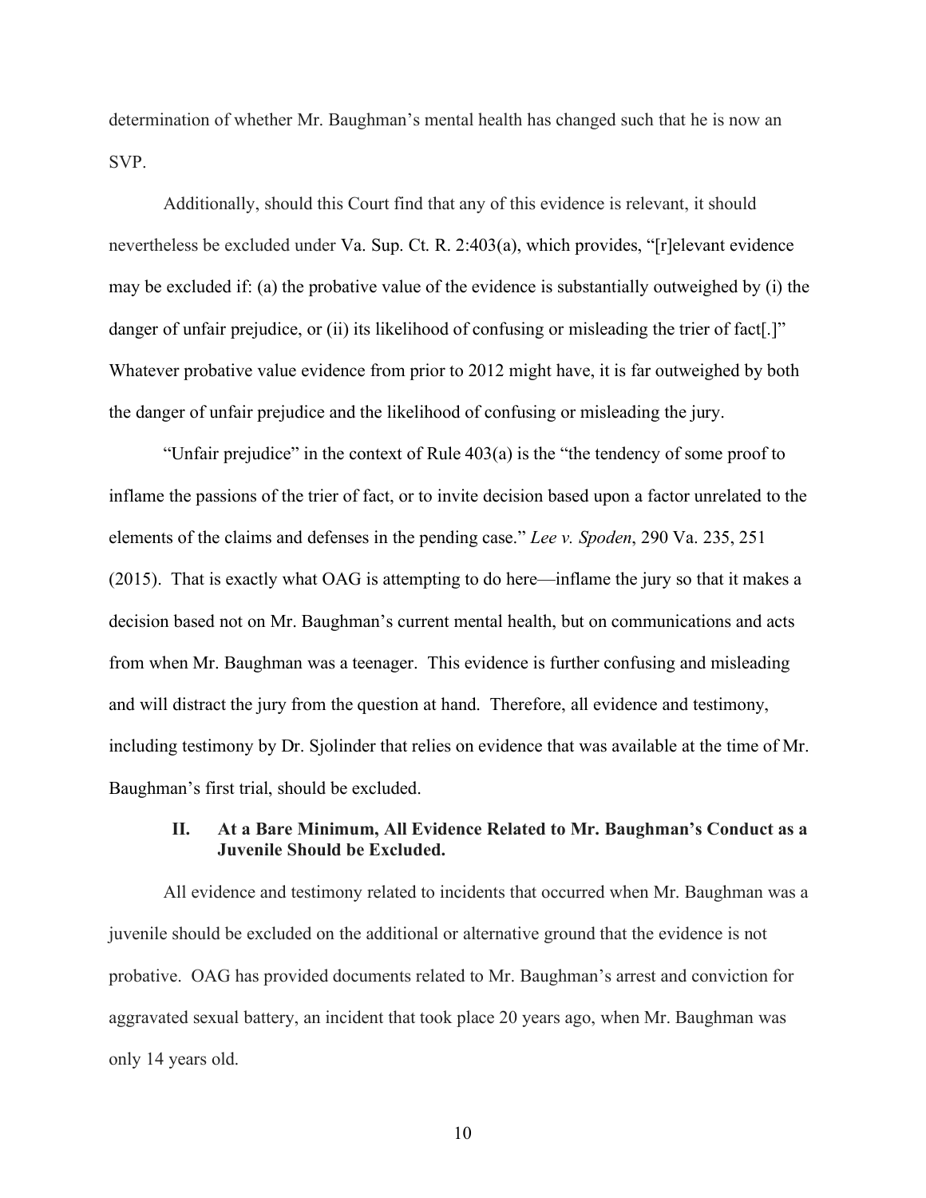determination of whether Mr. Baughman's mental health has changed such that he is now an SVP.

Additionally, should this Court find that any of this evidence is relevant, it should nevertheless be excluded under Va. Sup. Ct. R. 2:403(a), which provides, "[r]elevant evidence may be excluded if: (a) the probative value of the evidence is substantially outweighed by (i) the danger of unfair prejudice, or (ii) its likelihood of confusing or misleading the trier of fact[.]" Whatever probative value evidence from prior to 2012 might have, it is far outweighed by both the danger of unfair prejudice and the likelihood of confusing or misleading the jury.

"Unfair prejudice" in the context of Rule 403(a) is the "the tendency of some proof to inflame the passions of the trier of fact, or to invite decision based upon a factor unrelated to the elements of the claims and defenses in the pending case." *Lee v. Spoden*, 290 Va. 235, 251 (2015). That is exactly what OAG is attempting to do here—inflame the jury so that it makes a decision based not on Mr. Baughman's current mental health, but on communications and acts from when Mr. Baughman was a teenager. This evidence is further confusing and misleading and will distract the jury from the question at hand. Therefore, all evidence and testimony, including testimony by Dr. Sjolinder that relies on evidence that was available at the time of Mr. Baughman's first trial, should be excluded.

## II. At a Bare Minimum, All Evidence Related to Mr. Baughman's Conduct as a Juvenile Should be Excluded.

All evidence and testimony related to incidents that occurred when Mr. Baughman was a juvenile should be excluded on the additional or alternative ground that the evidence is not probative. OAG has provided documents related to Mr. Baughman's arrest and conviction for aggravated sexual battery, an incident that took place 20 years ago, when Mr. Baughman was only 14 years old.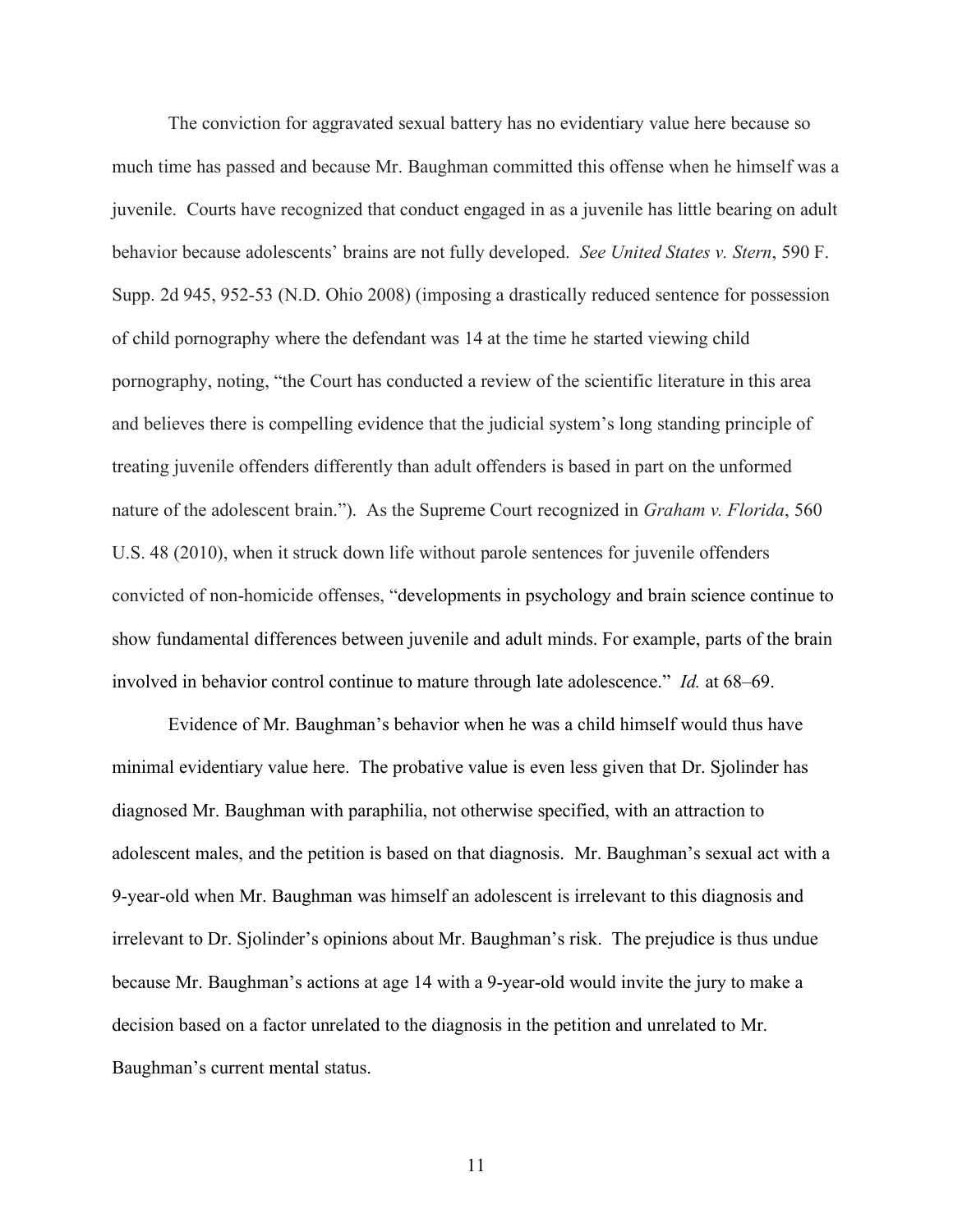The conviction for aggravated sexual battery has no evidentiary value here because so much time has passed and because Mr. Baughman committed this offense when he himself was a juvenile. Courts have recognized that conduct engaged in as a juvenile has little bearing on adult behavior because adolescents' brains are not fully developed. *See United States v. Stern*, 590 F. Supp. 2d 945, 952-53 (N.D. Ohio 2008) (imposing a drastically reduced sentence for possession of child pornography where the defendant was 14 at the time he started viewing child pornography, noting, "the Court has conducted a review of the scientific literature in this area and believes there is compelling evidence that the judicial system's long standing principle of treating juvenile offenders differently than adult offenders is based in part on the unformed nature of the adolescent brain."). As the Supreme Court recognized in *Graham v. Florida*, 560 U.S. 48 (2010), when it struck down life without parole sentences for juvenile offenders convicted of non-homicide offenses, "developments in psychology and brain science continue to show fundamental differences between juvenile and adult minds. For example, parts of the brain involved in behavior control continue to mature through late adolescence." *Id.* at 68–69.

Evidence of Mr. Baughman's behavior when he was a child himself would thus have minimal evidentiary value here. The probative value is even less given that Dr. Sjolinder has diagnosed Mr. Baughman with paraphilia, not otherwise specified, with an attraction to adolescent males, and the petition is based on that diagnosis. Mr. Baughman's sexual act with a 9-year-old when Mr. Baughman was himself an adolescent is irrelevant to this diagnosis and irrelevant to Dr. Sjolinder's opinions about Mr. Baughman's risk. The prejudice is thus undue because Mr. Baughman's actions at age 14 with a 9-year-old would invite the jury to make a decision based on a factor unrelated to the diagnosis in the petition and unrelated to Mr. Baughman's current mental status.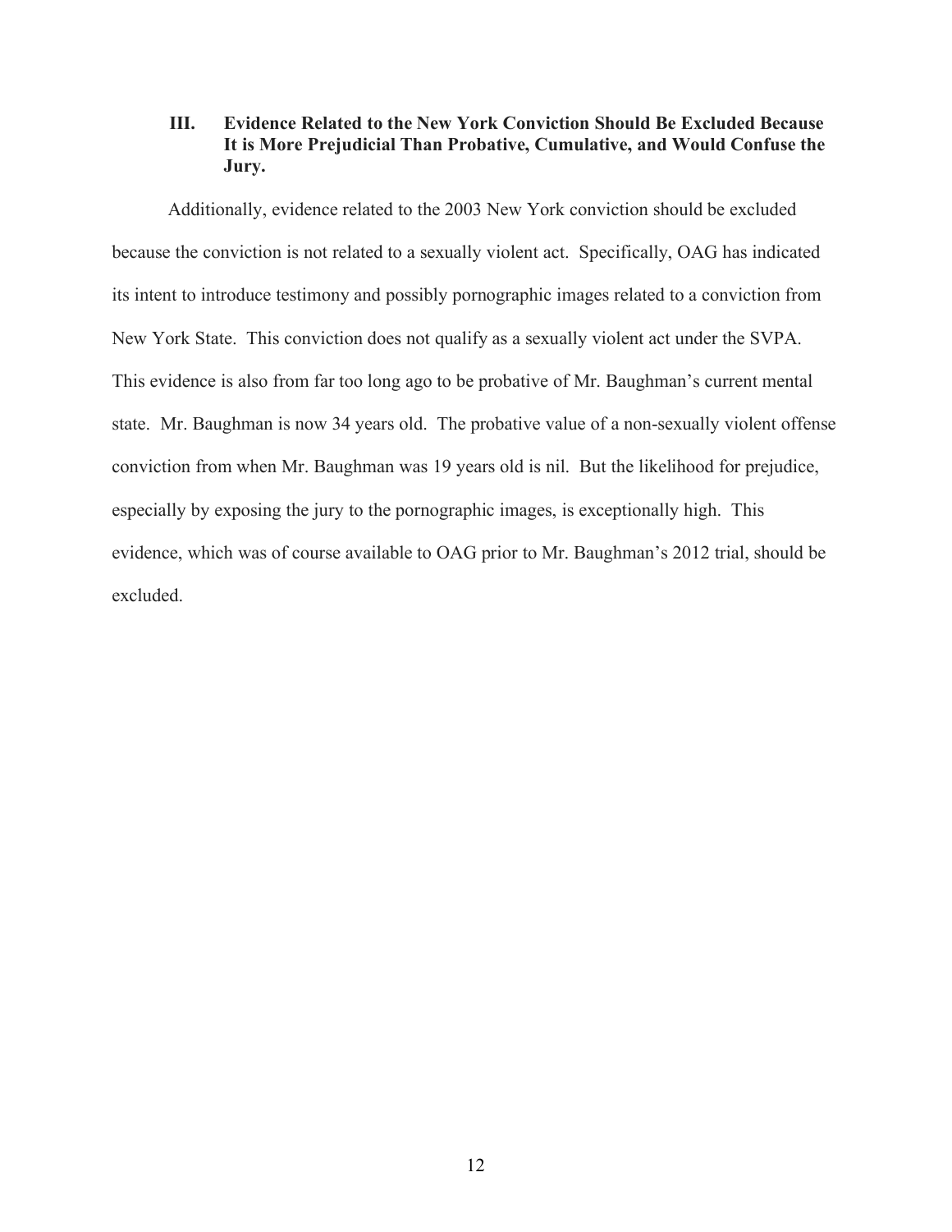### III. Evidence Related to the New York Conviction Should Be Excluded Because It is More Prejudicial Than Probative, Cumulative, and Would Confuse the Jury.

Additionally, evidence related to the 2003 New York conviction should be excluded because the conviction is not related to a sexually violent act. Specifically, OAG has indicated its intent to introduce testimony and possibly pornographic images related to a conviction from New York State. This conviction does not qualify as a sexually violent act under the SVPA. This evidence is also from far too long ago to be probative of Mr. Baughman's current mental state. Mr. Baughman is now 34 years old. The probative value of a non-sexually violent offense conviction from when Mr. Baughman was 19 years old is nil. But the likelihood for prejudice, especially by exposing the jury to the pornographic images, is exceptionally high. This evidence, which was of course available to OAG prior to Mr. Baughman's 2012 trial, should be excluded.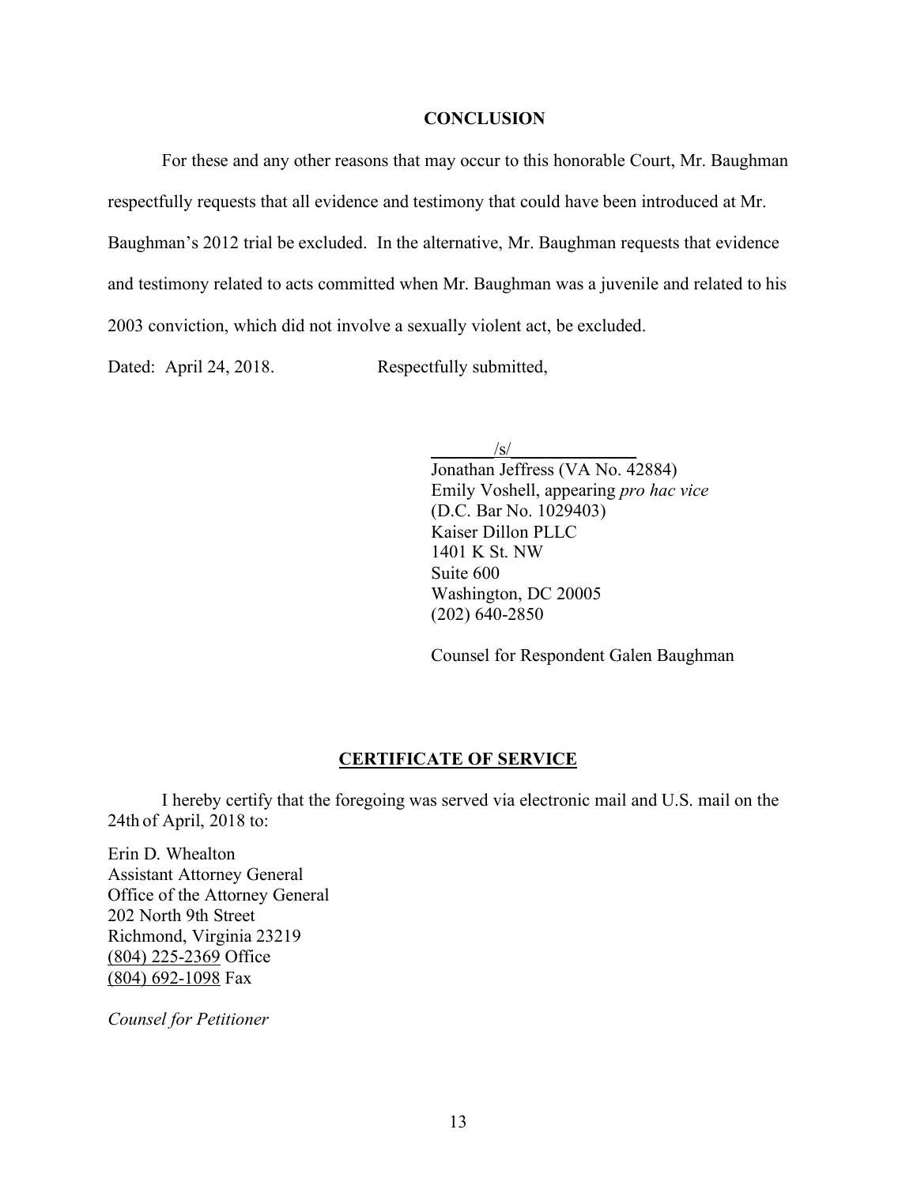## CONCLUSION

For these and any other reasons that may occur to this honorable Court, Mr. Baughman respectfully requests that all evidence and testimony that could have been introduced at Mr. Baughman's 2012 trial be excluded. In the alternative, Mr. Baughman requests that evidence and testimony related to acts committed when Mr. Baughman was a juvenile and related to his 2003 conviction, which did not involve a sexually violent act, be excluded.

Dated: April 24, 2018. Respectfully submitted,

/s/

Jonathan Jeffress (VA No. 42884)
Emily Voshell, appearing *pro hac vice*
(D.C. Bar No. 1029403)
Kaiser Dillon PLLC
1401 K St. NW
Suite 600
Washington, DC 20005
(202) 640-2850

Counsel for Respondent Galen Baughman

## CERTIFICATE OF SERVICE

I hereby certify that the foregoing was served via electronic mail and U.S. mail on the 24th of April, 2018 to:

Erin D. Whealton
Assistant Attorney General
Office of the Attorney General
202 North 9th Street
Richmond, Virginia 23219
(804) 225-2369 Office
(804) 692-1098 Fax

*Counsel for Petitioner*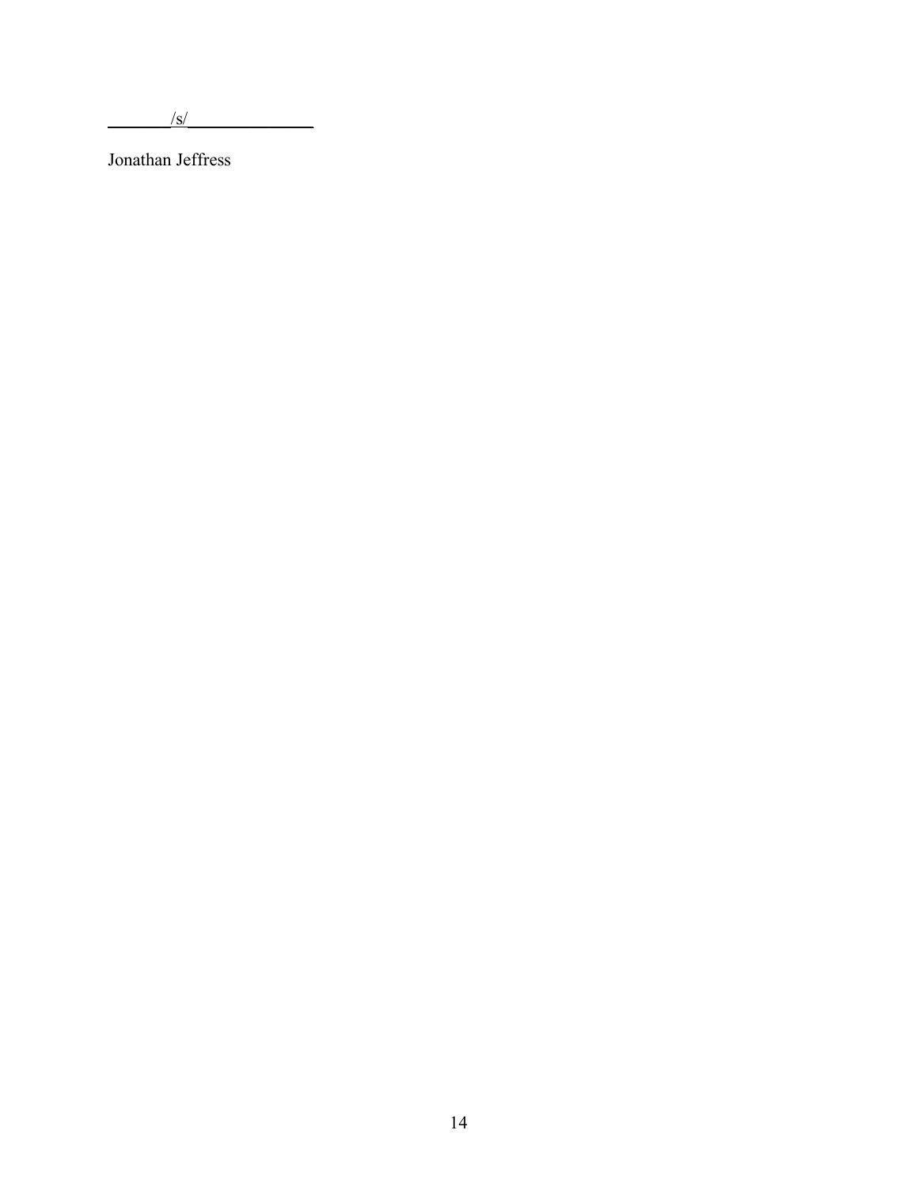________/s/_______________

Jonathan Jeffress